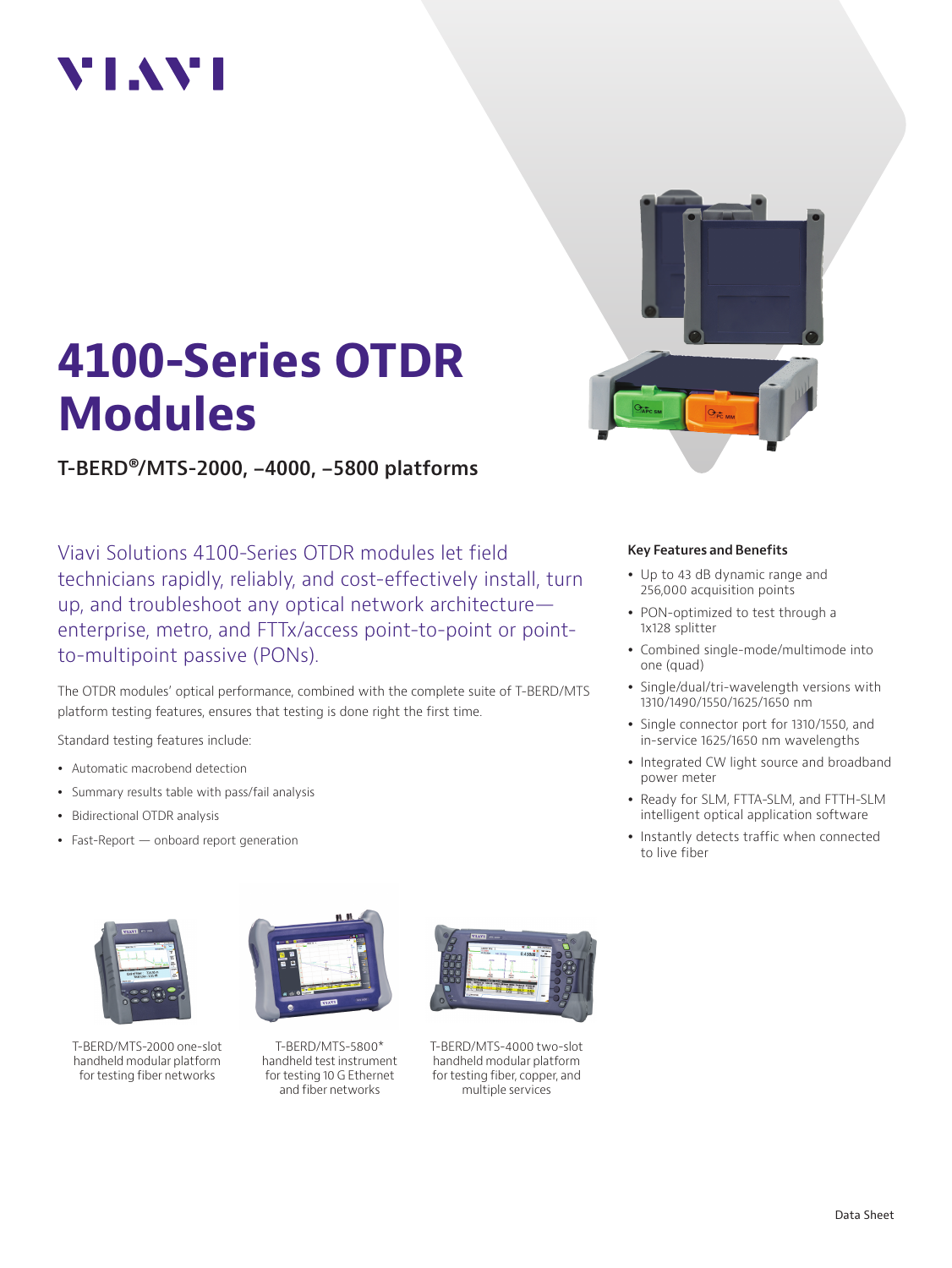VIAVI

# 4100-Series OTDR Modules

## T-BERD®/MTS-2000, –4000, –5800 platforms

Viavi Solutions 4100-Series OTDR modules let field technicians rapidly, reliably, and cost-effectively install, turn up, and troubleshoot any optical network architecture—enterprise, metro, and FTTx/access point-to-point or point-to-multipoint passive (PONs).

The OTDR modules' optical performance, combined with the complete suite of T-BERD/MTS platform testing features, ensures that testing is done right the first time.

Standard testing features include:

- Automatic macrobend detection
- Summary results table with pass/fail analysis
- Bidirectional OTDR analysis
- Fast-Report — onboard report generation

### Key Features and Benefits

- Up to 43 dB dynamic range and 256,000 acquisition points
- PON-optimized to test through a 1x128 splitter
- Combined single-mode/multimode into one (quad)
- Single/dual/tri-wavelength versions with 1310/1490/1550/1625/1650 nm
- Single connector port for 1310/1550, and in-service 1625/1650 nm wavelengths
- Integrated CW light source and broadband power meter
- Ready for SLM, FTTA-SLM, and FTTH-SLM intelligent optical application software
- Instantly detects traffic when connected to live fiber

T-BERD/MTS-2000 one-slot handheld modular platform for testing fiber networks

T-BERD/MTS-5800* handheld test instrument for testing 10 G Ethernet and fiber networks

T-BERD/MTS-4000 two-slot handheld modular platform for testing fiber, copper, and multiple services

Data Sheet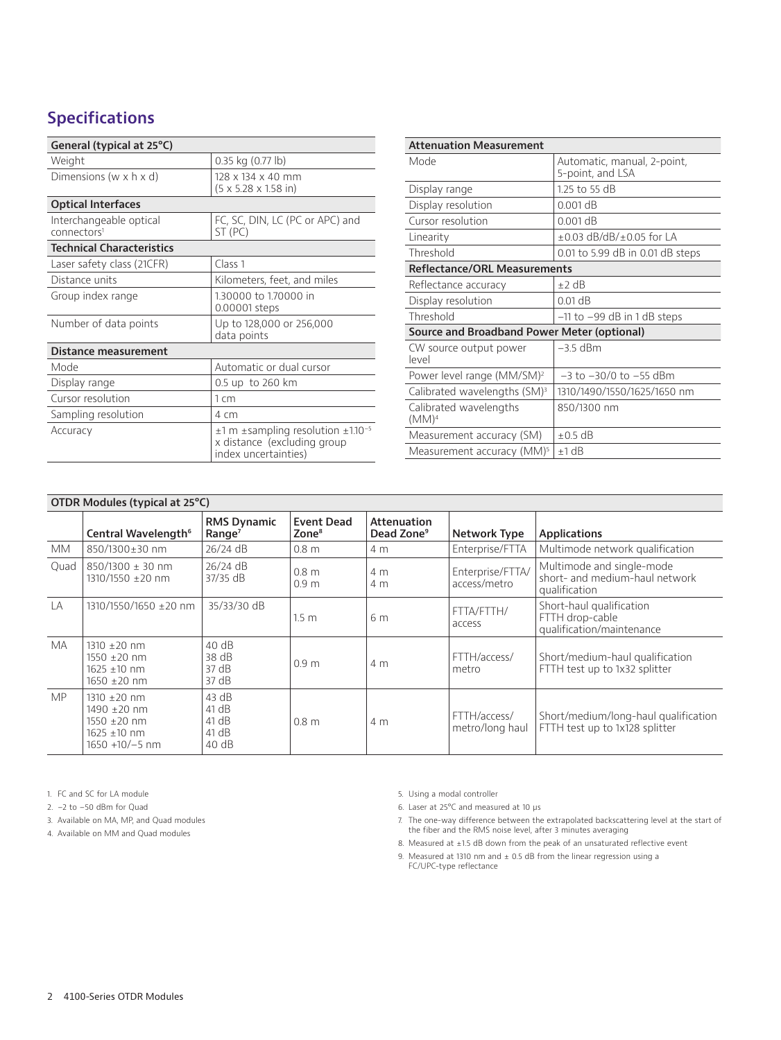## Specifications

| General (typical at 25°C) | |
|---|---|
| Weight | 0.35 kg (0.77 lb) |
| Dimensions (w x h x d) | 128 x 134 x 40 mm (5 x 5.28 x 1.58 in) |
| **Optical Interfaces** | |
| Interchangeable optical connectors[1] | FC, SC, DIN, LC (PC or APC) and ST (PC) |
| **Technical Characteristics** | |
| Laser safety class (21CFR) | Class 1 |
| Distance units | Kilometers, feet, and miles |
| Group index range | 1.30000 to 1.70000 in 0.00001 steps |
| Number of data points | Up to 128,000 or 256,000 data points |
| **Distance measurement** | |
| Mode | Automatic or dual cursor |
| Display range | 0.5 up to 260 km |
| Cursor resolution | 1 cm |
| Sampling resolution | 4 cm |
| Accuracy | ±1 m ±sampling resolution $\pm 1.10^{-5}$ x distance (excluding group index uncertainties) |

| Attenuation Measurement | |
|---|---|
| Mode | Automatic, manual, 2-point, 5-point, and LSA |
| Display range | 1.25 to 55 dB |
| Display resolution | 0.001 dB |
| Cursor resolution | 0.001 dB |
| Linearity | ±0.03 dB/dB/±0.05 for LA |
| Threshold | 0.01 to 5.99 dB in 0.01 dB steps |
| **Reflectance/ORL Measurements** | |
| Reflectance accuracy | ±2 dB |
| Display resolution | 0.01 dB |
| Threshold | –11 to –99 dB in 1 dB steps |
| **Source and Broadband Power Meter (optional)** | |
| CW source output power level | –3.5 dBm |
| Power level range (MM/SM)[2] | –3 to –30/0 to –55 dBm |
| Calibrated wavelengths (SM)[3] | 1310/1490/1550/1625/1650 nm |
| Calibrated wavelengths (MM)[4] | 850/1300 nm |
| Measurement accuracy (SM) | ±0.5 dB |
| Measurement accuracy (MM)[5] | ±1 dB |

**OTDR Modules (typical at 25°C)**

| | Central Wavelength[6] | RMS Dynamic Range[7] | Event Dead Zone[8] | Attenuation Dead Zone[9] | Network Type | Applications |
|---|---|---|---|---|---|---|
| MM | 850/1300±30 nm | 26/24 dB | 0.8 m | 4 m | Enterprise/FTTA | Multimode network qualification |
| Quad | 850/1300 ± 30 nm<br>1310/1550 ±20 nm | 26/24 dB<br>37/35 dB | 0.8 m<br>0.9 m | 4 m<br>4 m | Enterprise/FTTA/ access/metro | Multimode and single-mode short- and medium-haul network qualification |
| LA | 1310/1550/1650 ±20 nm | 35/33/30 dB | 1.5 m | 6 m | FTTA/FTTH/ access | Short-haul qualification FTTH drop-cable qualification/maintenance |
| MA | 1310 ±20 nm<br>1550 ±20 nm<br>1625 ±10 nm<br>1650 ±20 nm | 40 dB<br>38 dB<br>37 dB<br>37 dB | 0.9 m | 4 m | FTTH/access/ metro | Short/medium-haul qualification FTTH test up to 1x32 splitter |
| MP | 1310 ±20 nm<br>1490 ±20 nm<br>1550 ±20 nm<br>1625 ±10 nm<br>1650 +10/–5 nm | 43 dB<br>41 dB<br>41 dB<br>41 dB<br>40 dB | 0.8 m | 4 m | FTTH/access/ metro/long haul | Short/medium/long-haul qualification FTTH test up to 1x128 splitter |

1. FC and SC for LA module
2. –2 to –50 dBm for Quad
3. Available on MA, MP, and Quad modules
4. Available on MM and Quad modules
5. Using a modal controller
6. Laser at 25°C and measured at 10 µs
7. The one-way difference between the extrapolated backscattering level at the start of the fiber and the RMS noise level, after 3 minutes averaging
8. Measured at ±1.5 dB down from the peak of an unsaturated reflective event
9. Measured at 1310 nm and ± 0.5 dB from the linear regression using a FC/UPC-type reflectance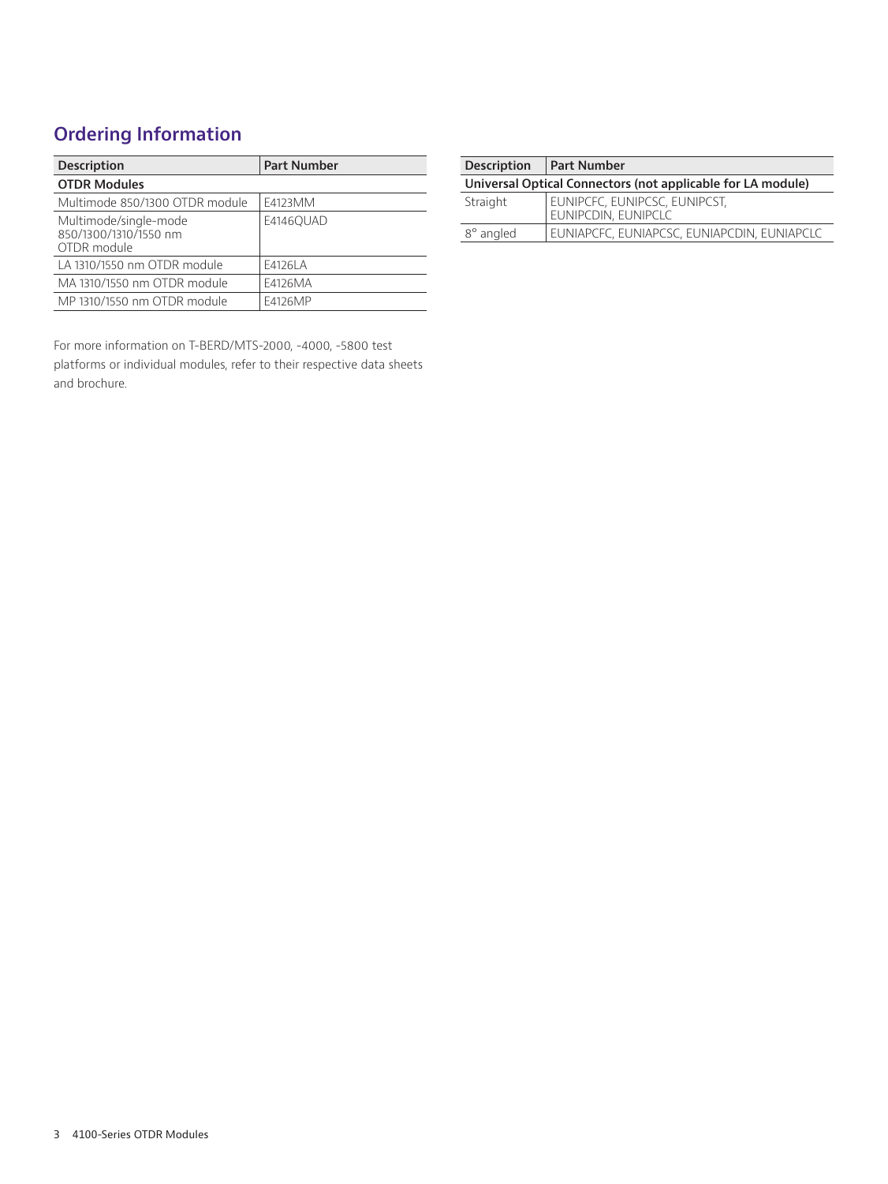## Ordering Information

| Description | Part Number |
|---|---|
| **OTDR Modules** | |
| Multimode 850/1300 OTDR module | E4123MM |
| Multimode/single-mode 850/1300/1310/1550 nm OTDR module | E4146QUAD |
| LA 1310/1550 nm OTDR module | E4126LA |
| MA 1310/1550 nm OTDR module | E4126MA |
| MP 1310/1550 nm OTDR module | E4126MP |

For more information on T-BERD/MTS-2000, -4000, -5800 test platforms or individual modules, refer to their respective data sheets and brochure.

| Description | Part Number |
|---|---|
| **Universal Optical Connectors (not applicable for LA module)** | |
| Straight | EUNIPCFC, EUNIPCSC, EUNIPCST, EUNIPCDIN, EUNIPCLC |
| 8° angled | EUNIAPCFC, EUNIAPCSC, EUNIAPCDIN, EUNIAPCLC |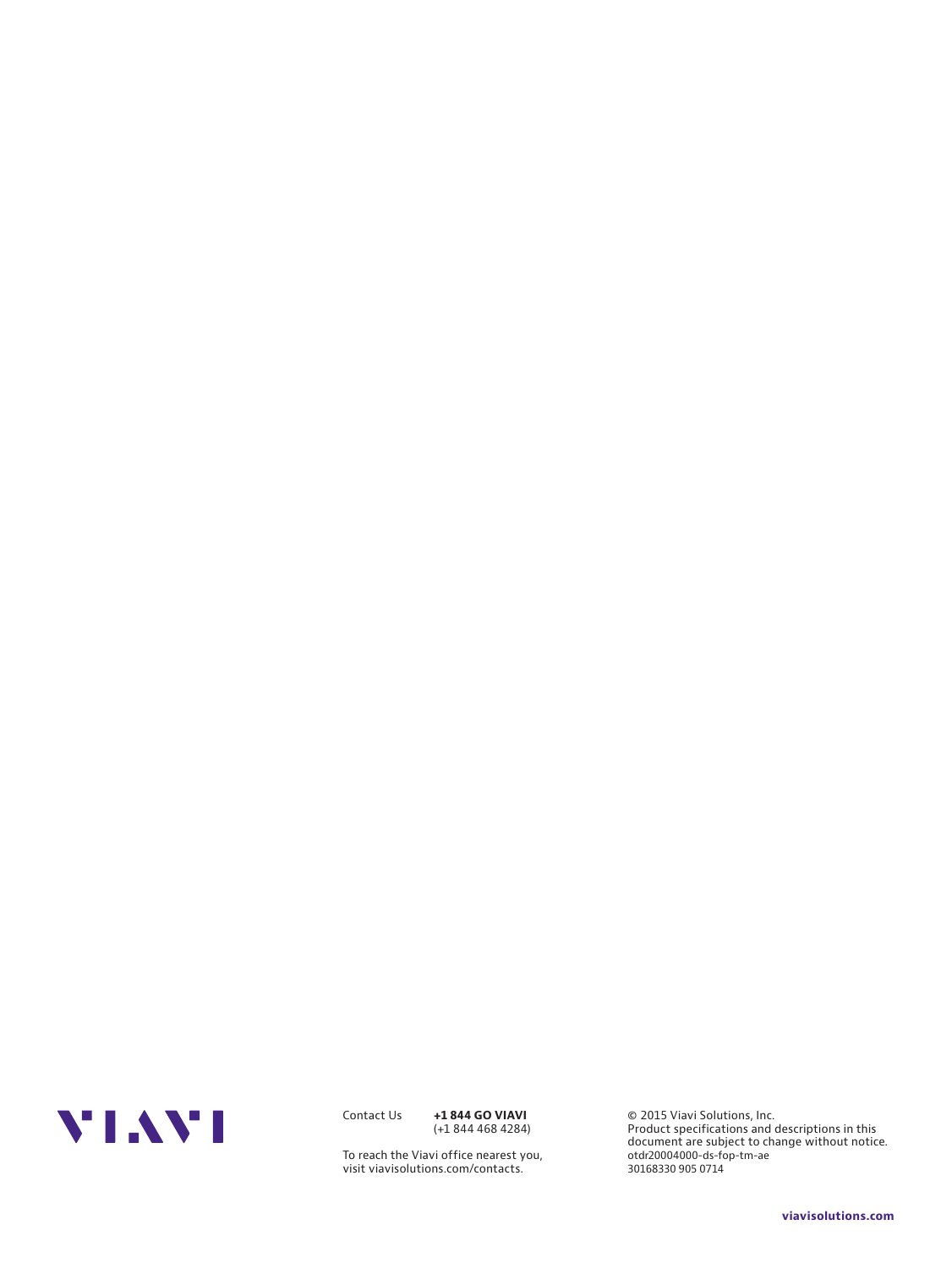VIAVI

Contact Us **+1 844 GO VIAVI**
(+1 844 468 4284)

To reach the Viavi office nearest you, visit viavisolutions.com/contacts.

© 2015 Viavi Solutions, Inc.
Product specifications and descriptions in this document are subject to change without notice.
otdr20004000-ds-fop-tm-ae
30168330 905 0714

**viavisolutions.com**